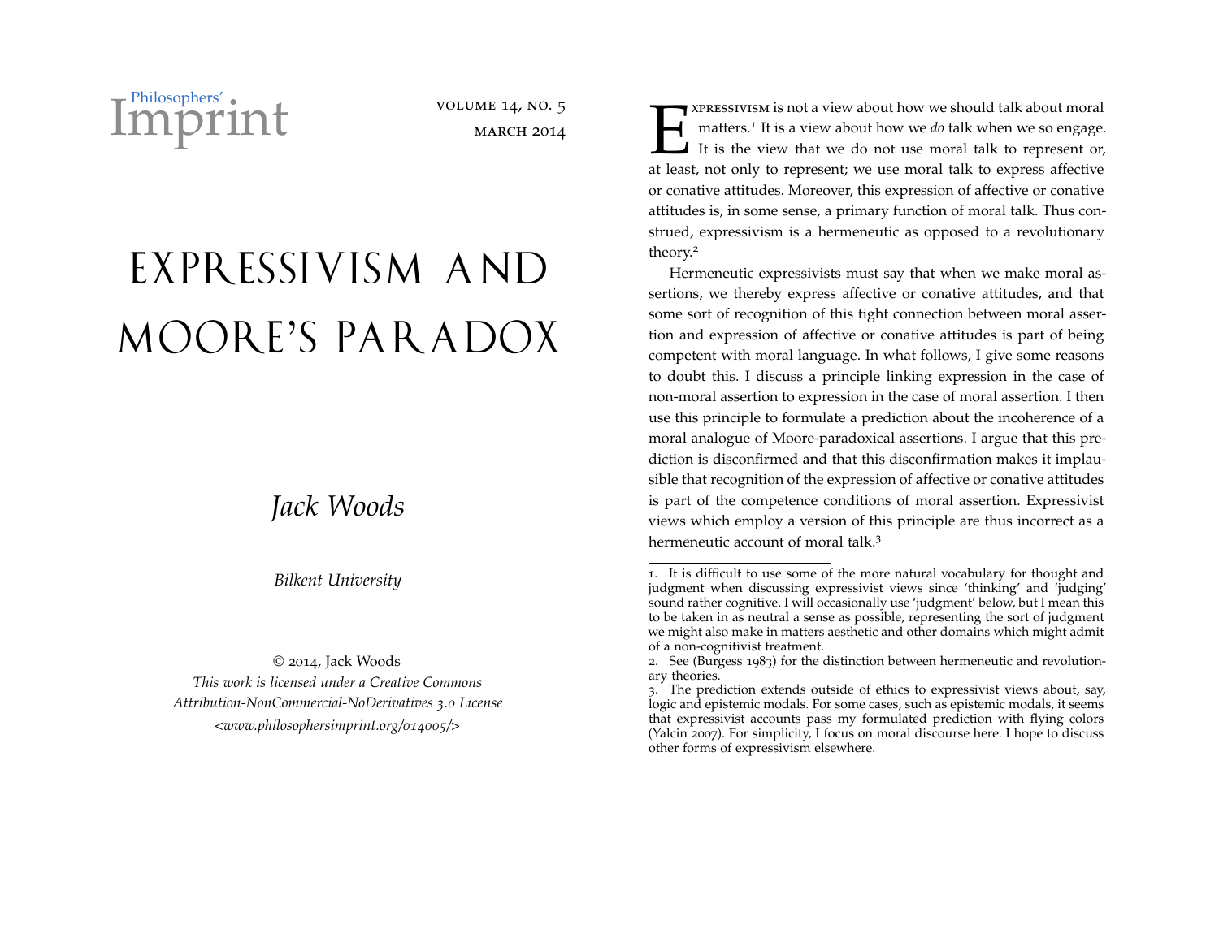# Expressivism and Moore's Paradox

*Jack Woods*

*Bilkent University*

© 2014, Jack Woods
*This work is licensed under a Creative Commons Attribution-NonCommercial-NoDerivatives 3.0 License <www.philosophersimprint.org/014005/>*

Expressivism is not a view about how we should talk about moral matters.[1] It is a view about how we *do* talk when we so engage. It is the view that we do not use moral talk to represent or, at least, not only to represent; we use moral talk to express affective or conative attitudes. Moreover, this expression of affective or conative attitudes is, in some sense, a primary function of moral talk. Thus construed, expressivism is a hermeneutic as opposed to a revolutionary theory.[2]

Hermeneutic expressivists must say that when we make moral assertions, we thereby express affective or conative attitudes, and that some sort of recognition of this tight connection between moral assertion and expression of affective or conative attitudes is part of being competent with moral language. In what follows, I give some reasons to doubt this. I discuss a principle linking expression in the case of non-moral assertion to expression in the case of moral assertion. I then use this principle to formulate a prediction about the incoherence of a moral analogue of Moore-paradoxical assertions. I argue that this prediction is disconfirmed and that this disconfirmation makes it implausible that recognition of the expression of affective or conative attitudes is part of the competence conditions of moral assertion. Expressivist views which employ a version of this principle are thus incorrect as a hermeneutic account of moral talk.[3]

---

1. It is difficult to use some of the more natural vocabulary for thought and judgment when discussing expressivist views since 'thinking' and 'judging' sound rather cognitive. I will occasionally use 'judgment' below, but I mean this to be taken in as neutral a sense as possible, representing the sort of judgment we might also make in matters aesthetic and other domains which might admit of a non-cognitivist treatment.

2. See (Burgess 1983) for the distinction between hermeneutic and revolutionary theories.

3. The prediction extends outside of ethics to expressivist views about, say, logic and epistemic modals. For some cases, such as epistemic modals, it seems that expressivist accounts pass my formulated prediction with flying colors (Yalcin 2007). For simplicity, I focus on moral discourse here. I hope to discuss other forms of expressivism elsewhere.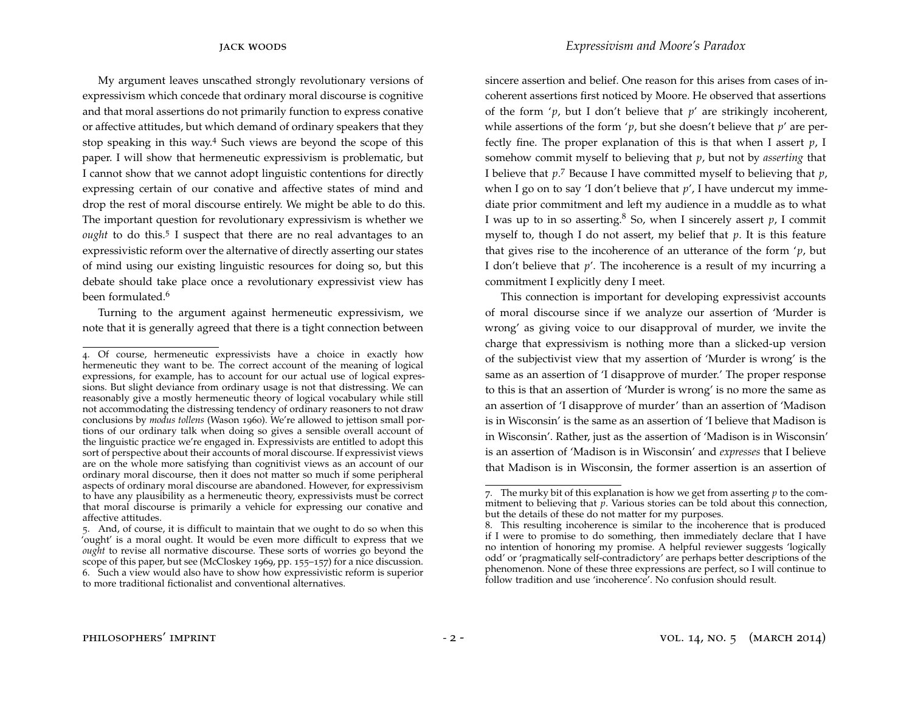My argument leaves unscathed strongly revolutionary versions of expressivism which concede that ordinary moral discourse is cognitive and that moral assertions do not primarily function to express conative or affective attitudes, but which demand of ordinary speakers that they stop speaking in this way.[4] Such views are beyond the scope of this paper. I will show that hermeneutic expressivism is problematic, but I cannot show that we cannot adopt linguistic contentions for directly expressing certain of our conative and affective states of mind and drop the rest of moral discourse entirely. We might be able to do this. The important question for revolutionary expressivism is whether we *ought* to do this.[5] I suspect that there are no real advantages to an expressivistic reform over the alternative of directly asserting our states of mind using our existing linguistic resources for doing so, but this debate should take place once a revolutionary expressivist view has been formulated.[6]

Turning to the argument against hermeneutic expressivism, we note that it is generally agreed that there is a tight connection between sincere assertion and belief. One reason for this arises from cases of incoherent assertions first noticed by Moore. He observed that assertions of the form '$p$, but I don't believe that $p$' are strikingly incoherent, while assertions of the form '$p$, but she doesn't believe that $p$' are perfectly fine. The proper explanation of this is that when I assert $p$, I somehow commit myself to believing that $p$, but not by *asserting* that I believe that $p$.[7] Because I have committed myself to believing that $p$, when I go on to say 'I don't believe that $p$', I have undercut my immediate prior commitment and left my audience in a muddle as to what I was up to in so asserting.[8] So, when I sincerely assert $p$, I commit myself to, though I do not assert, my belief that $p$. It is this feature that gives rise to the incoherence of an utterance of the form '$p$, but I don't believe that $p$'. The incoherence is a result of my incurring a commitment I explicitly deny I meet.

This connection is important for developing expressivist accounts of moral discourse since if we analyze our assertion of 'Murder is wrong' as giving voice to our disapproval of murder, we invite the charge that expressivism is nothing more than a slicked-up version of the subjectivist view that my assertion of 'Murder is wrong' is the same as an assertion of 'I disapprove of murder.' The proper response to this is that an assertion of 'Murder is wrong' is no more the same as an assertion of 'I disapprove of murder' than an assertion of 'Madison is in Wisconsin' is the same as an assertion of 'I believe that Madison is in Wisconsin'. Rather, just as the assertion of 'Madison is in Wisconsin' is an assertion of 'Madison is in Wisconsin' and *expresses* that I believe that Madison is in Wisconsin, the former assertion is an assertion of

---

4. Of course, hermeneutic expressivists have a choice in exactly how hermeneutic they want to be. The correct account of the meaning of logical expressions, for example, has to account for our actual use of logical expressions. But slight deviance from ordinary usage is not that distressing. We can reasonably give a mostly hermeneutic theory of logical vocabulary while still not accommodating the distressing tendency of ordinary reasoners to not draw conclusions by *modus tollens* (Wason 1960). We're allowed to jettison small portions of our ordinary talk when doing so gives a sensible overall account of the linguistic practice we're engaged in. Expressivists are entitled to adopt this sort of perspective about their accounts of moral discourse. If expressivist views are on the whole more satisfying than cognitivist views as an account of our ordinary moral discourse, then it does not matter so much if some peripheral aspects of ordinary moral discourse are abandoned. However, for expressivism to have any plausibility as a hermeneutic theory, expressivists must be correct that moral discourse is primarily a vehicle for expressing our conative and affective attitudes.

5. And, of course, it is difficult to maintain that we ought to do so when this 'ought' is a moral ought. It would be even more difficult to express that we *ought* to revise all normative discourse. These sorts of worries go beyond the scope of this paper, but see (McCloskey 1969, pp. 155–157) for a nice discussion.

6. Such a view would also have to show how expressivistic reform is superior to more traditional fictionalist and conventional alternatives.

7. The murky bit of this explanation is how we get from asserting $p$ to the commitment to believing that $p$. Various stories can be told about this connection, but the details of these do not matter for my purposes.

8. This resulting incoherence is similar to the incoherence that is produced if I were to promise to do something, then immediately declare that I have no intention of honoring my promise. A helpful reviewer suggests 'logically odd' or 'pragmatically self-contradictory' are perhaps better descriptions of the phenomenon. None of these three expressions are perfect, so I will continue to follow tradition and use 'incoherence'. No confusion should result.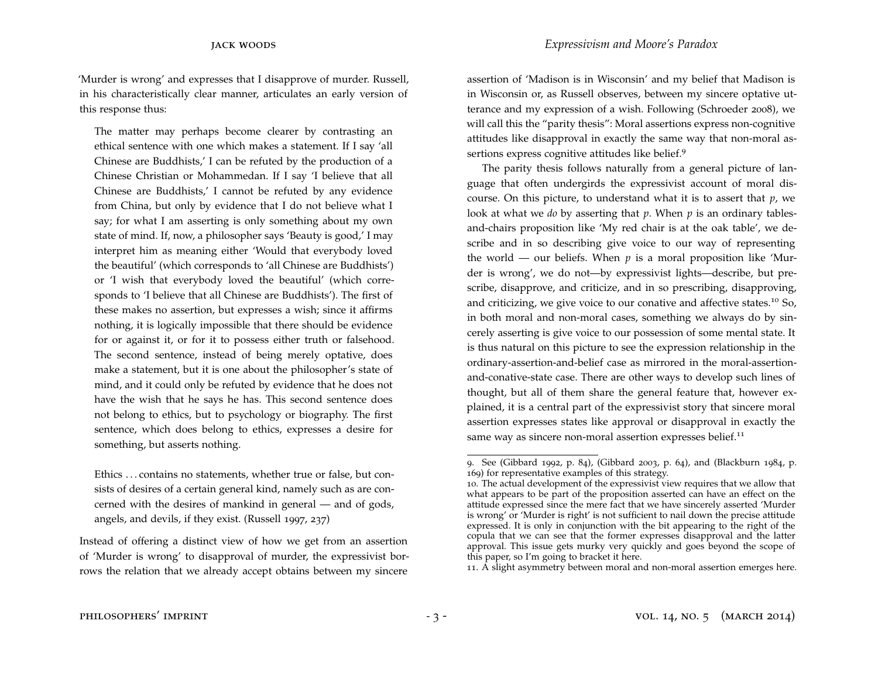'Murder is wrong' and expresses that I disapprove of murder. Russell, in his characteristically clear manner, articulates an early version of this response thus:

> The matter may perhaps become clearer by contrasting an ethical sentence with one which makes a statement. If I say 'all Chinese are Buddhists,' I can be refuted by the production of a Chinese Christian or Mohammedan. If I say 'I believe that all Chinese are Buddhists,' I cannot be refuted by any evidence from China, but only by evidence that I do not believe what I say; for what I am asserting is only something about my own state of mind. If, now, a philosopher says 'Beauty is good,' I may interpret him as meaning either 'Would that everybody loved the beautiful' (which corresponds to 'all Chinese are Buddhists') or 'I wish that everybody loved the beautiful' (which corresponds to 'I believe that all Chinese are Buddhists'). The first of these makes no assertion, but expresses a wish; since it affirms nothing, it is logically impossible that there should be evidence for or against it, or for it to possess either truth or falsehood. The second sentence, instead of being merely optative, does make a statement, but it is one about the philosopher's state of mind, and it could only be refuted by evidence that he does not have the wish that he says he has. This second sentence does not belong to ethics, but to psychology or biography. The first sentence, which does belong to ethics, expresses a desire for something, but asserts nothing.
>
> Ethics . . . contains no statements, whether true or false, but consists of desires of a certain general kind, namely such as are concerned with the desires of mankind in general — and of gods, angels, and devils, if they exist. (Russell 1997, 237)

Instead of offering a distinct view of how we get from an assertion of 'Murder is wrong' to disapproval of murder, the expressivist borrows the relation that we already accept obtains between my sincere assertion of 'Madison is in Wisconsin' and my belief that Madison is in Wisconsin or, as Russell observes, between my sincere optative utterance and my expression of a wish. Following (Schroeder 2008), we will call this the "parity thesis": Moral assertions express non-cognitive attitudes like disapproval in exactly the same way that non-moral assertions express cognitive attitudes like belief.[9]

The parity thesis follows naturally from a general picture of language that often undergirds the expressivist account of moral discourse. On this picture, to understand what it is to assert that $p$, we look at what we *do* by asserting that $p$. When $p$ is an ordinary tables-and-chairs proposition like 'My red chair is at the oak table', we describe and in so describing give voice to our way of representing the world — our beliefs. When $p$ is a moral proposition like 'Murder is wrong', we do not—by expressivist lights—describe, but prescribe, disapprove, and criticize, and in so prescribing, disapproving, and criticizing, we give voice to our conative and affective states.[10] So, in both moral and non-moral cases, something we always do by sincerely asserting is give voice to our possession of some mental state. It is thus natural on this picture to see the expression relationship in the ordinary-assertion-and-belief case as mirrored in the moral-assertion-and-conative-state case. There are other ways to develop such lines of thought, but all of them share the general feature that, however explained, it is a central part of the expressivist story that sincere moral assertion expresses states like approval or disapproval in exactly the same way as sincere non-moral assertion expresses belief.[11]

---

9. See (Gibbard 1992, p. 84), (Gibbard 2003, p. 64), and (Blackburn 1984, p. 169) for representative examples of this strategy.

10. The actual development of the expressivist view requires that we allow that what appears to be part of the proposition asserted can have an effect on the attitude expressed since the mere fact that we have sincerely asserted 'Murder is wrong' or 'Murder is right' is not sufficient to nail down the precise attitude expressed. It is only in conjunction with the bit appearing to the right of the copula that we can see that the former expresses disapproval and the latter approval. This issue gets murky very quickly and goes beyond the scope of this paper, so I'm going to bracket it here.

11. A slight asymmetry between moral and non-moral assertion emerges here.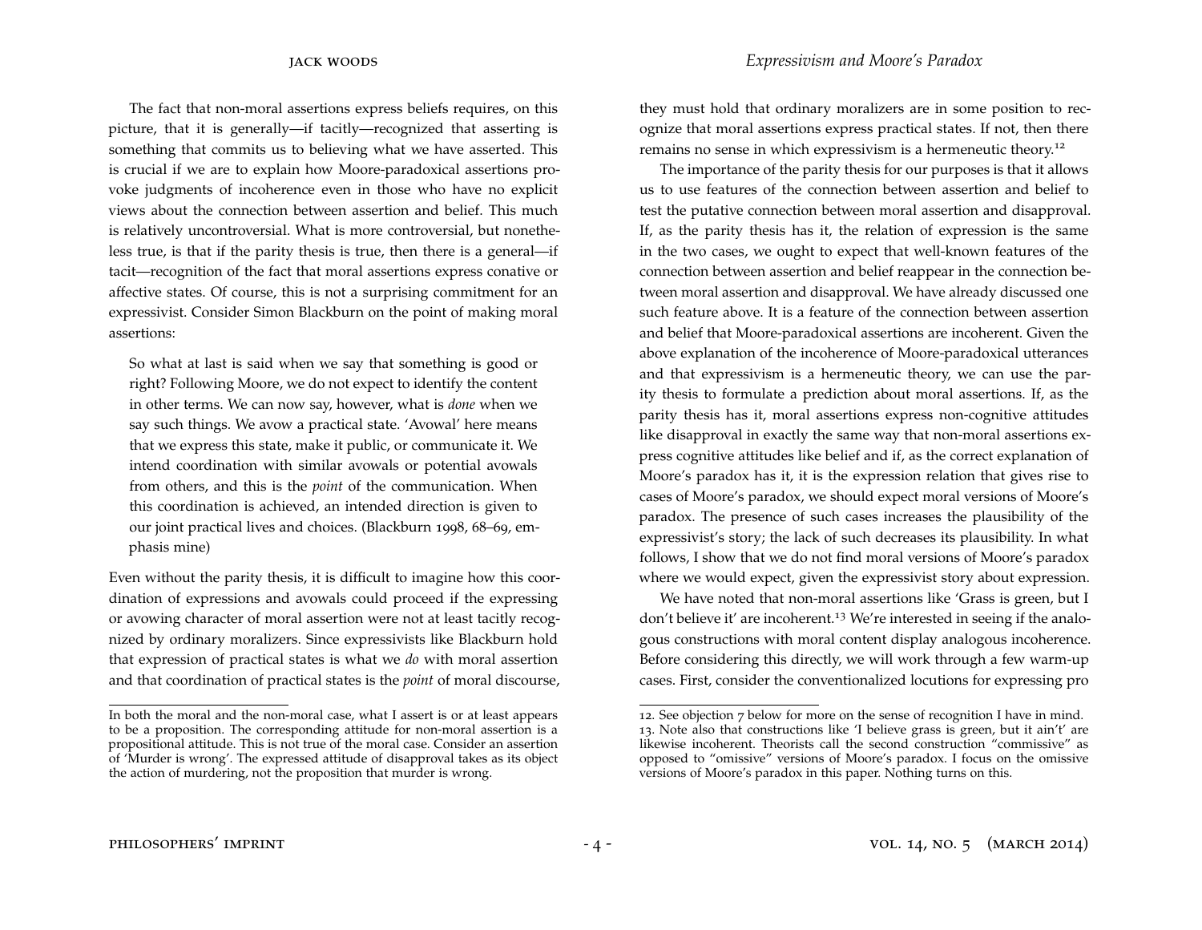The fact that non-moral assertions express beliefs requires, on this picture, that it is generally—if tacitly—recognized that asserting is something that commits us to believing what we have asserted. This is crucial if we are to explain how Moore-paradoxical assertions provoke judgments of incoherence even in those who have no explicit views about the connection between assertion and belief. This much is relatively uncontroversial. What is more controversial, but nonetheless true, is that if the parity thesis is true, then there is a general—if tacit—recognition of the fact that moral assertions express conative or affective states. Of course, this is not a surprising commitment for an expressivist. Consider Simon Blackburn on the point of making moral assertions:

> So what at last is said when we say that something is good or right? Following Moore, we do not expect to identify the content in other terms. We can now say, however, what is *done* when we say such things. We avow a practical state. 'Avowal' here means that we express this state, make it public, or communicate it. We intend coordination with similar avowals or potential avowals from others, and this is the *point* of the communication. When this coordination is achieved, an intended direction is given to our joint practical lives and choices. (Blackburn 1998, 68–69, emphasis mine)

Even without the parity thesis, it is difficult to imagine how this coordination of expressions and avowals could proceed if the expressing or avowing character of moral assertion were not at least tacitly recognized by ordinary moralizers. Since expressivists like Blackburn hold that expression of practical states is what we *do* with moral assertion and that coordination of practical states is the *point* of moral discourse, they must hold that ordinary moralizers are in some position to recognize that moral assertions express practical states. If not, then there remains no sense in which expressivism is a hermeneutic theory.[12]

The importance of the parity thesis for our purposes is that it allows us to use features of the connection between assertion and belief to test the putative connection between moral assertion and disapproval. If, as the parity thesis has it, the relation of expression is the same in the two cases, we ought to expect that well-known features of the connection between assertion and belief reappear in the connection between moral assertion and disapproval. We have already discussed one such feature above. It is a feature of the connection between assertion and belief that Moore-paradoxical assertions are incoherent. Given the above explanation of the incoherence of Moore-paradoxical utterances and that expressivism is a hermeneutic theory, we can use the parity thesis to formulate a prediction about moral assertions. If, as the parity thesis has it, moral assertions express non-cognitive attitudes like disapproval in exactly the same way that non-moral assertions express cognitive attitudes like belief and if, as the correct explanation of Moore's paradox has it, it is the expression relation that gives rise to cases of Moore's paradox, we should expect moral versions of Moore's paradox. The presence of such cases increases the plausibility of the expressivist's story; the lack of such decreases its plausibility. In what follows, I show that we do not find moral versions of Moore's paradox where we would expect, given the expressivist story about expression.

We have noted that non-moral assertions like 'Grass is green, but I don't believe it' are incoherent.[13] We're interested in seeing if the analogous constructions with moral content display analogous incoherence. Before considering this directly, we will work through a few warm-up cases. First, consider the conventionalized locutions for expressing pro

---

In both the moral and the non-moral case, what I assert is or at least appears to be a proposition. The corresponding attitude for non-moral assertion is a propositional attitude. This is not true of the moral case. Consider an assertion of 'Murder is wrong'. The expressed attitude of disapproval takes as its object the action of murdering, not the proposition that murder is wrong.

12. See objection 7 below for more on the sense of recognition I have in mind.

13. Note also that constructions like 'I believe grass is green, but it ain't' are likewise incoherent. Theorists call the second construction "commissive" as opposed to "omissive" versions of Moore's paradox. I focus on the omissive versions of Moore's paradox in this paper. Nothing turns on this.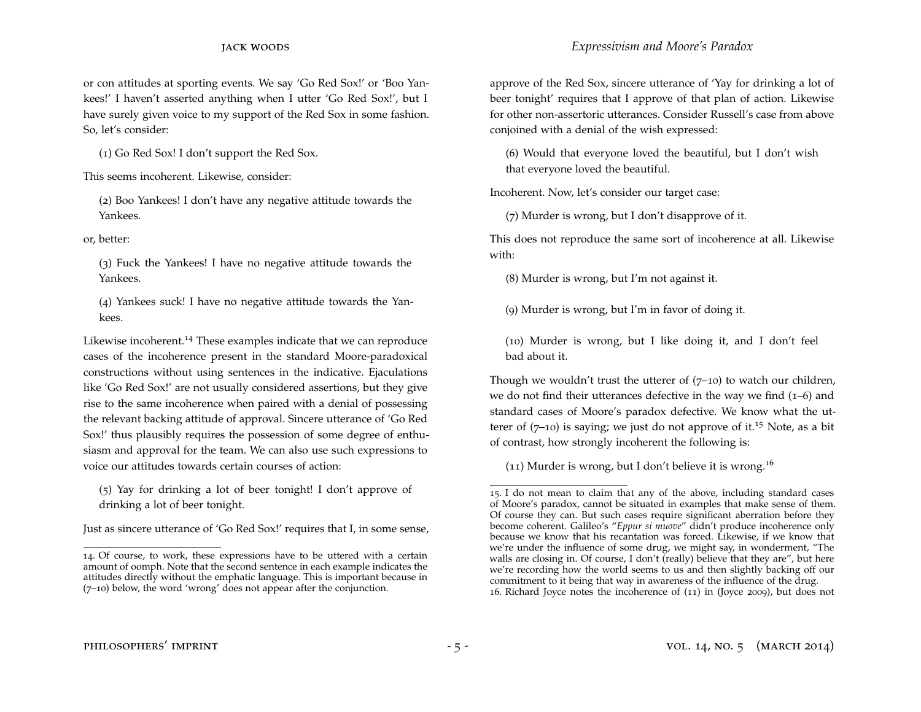or con attitudes at sporting events. We say 'Go Red Sox!' or 'Boo Yankees!' I haven't asserted anything when I utter 'Go Red Sox!', but I have surely given voice to my support of the Red Sox in some fashion. So, let's consider:

> (1) Go Red Sox! I don't support the Red Sox.

This seems incoherent. Likewise, consider:

> (2) Boo Yankees! I don't have any negative attitude towards the Yankees.

or, better:

> (3) Fuck the Yankees! I have no negative attitude towards the Yankees.

> (4) Yankees suck! I have no negative attitude towards the Yankees.

Likewise incoherent.[14] These examples indicate that we can reproduce cases of the incoherence present in the standard Moore-paradoxical constructions without using sentences in the indicative. Ejaculations like 'Go Red Sox!' are not usually considered assertions, but they give rise to the same incoherence when paired with a denial of possessing the relevant backing attitude of approval. Sincere utterance of 'Go Red Sox!' thus plausibly requires the possession of some degree of enthusiasm and approval for the team. We can also use such expressions to voice our attitudes towards certain courses of action:

> (5) Yay for drinking a lot of beer tonight! I don't approve of drinking a lot of beer tonight.

Just as sincere utterance of 'Go Red Sox!' requires that I, in some sense, approve of the Red Sox, sincere utterance of 'Yay for drinking a lot of beer tonight' requires that I approve of that plan of action. Likewise for other non-assertoric utterances. Consider Russell's case from above conjoined with a denial of the wish expressed:

> (6) Would that everyone loved the beautiful, but I don't wish that everyone loved the beautiful.

Incoherent. Now, let's consider our target case:

> (7) Murder is wrong, but I don't disapprove of it.

This does not reproduce the same sort of incoherence at all. Likewise with:

> (8) Murder is wrong, but I'm not against it.

> (9) Murder is wrong, but I'm in favor of doing it.

> (10) Murder is wrong, but I like doing it, and I don't feel bad about it.

Though we wouldn't trust the utterer of (7–10) to watch our children, we do not find their utterances defective in the way we find (1–6) and standard cases of Moore's paradox defective. We know what the utterer of (7–10) is saying; we just do not approve of it.[15] Note, as a bit of contrast, how strongly incoherent the following is:

> (11) Murder is wrong, but I don't believe it is wrong.[16]

---

14. Of course, to work, these expressions have to be uttered with a certain amount of oomph. Note that the second sentence in each example indicates the attitudes directly without the emphatic language. This is important because in (7–10) below, the word 'wrong' does not appear after the conjunction.

15. I do not mean to claim that any of the above, including standard cases of Moore's paradox, cannot be situated in examples that make sense of them. Of course they can. But such cases require significant aberration before they become coherent. Galileo's "*Eppur si muove*" didn't produce incoherence only because we know that his recantation was forced. Likewise, if we know that we're under the influence of some drug, we might say, in wonderment, "The walls are closing in. Of course, I don't (really) believe that they are", but here we're recording how the world seems to us and then slightly backing off our commitment to it being that way in awareness of the influence of the drug.

16. Richard Joyce notes the incoherence of (11) in (Joyce 2009), but does not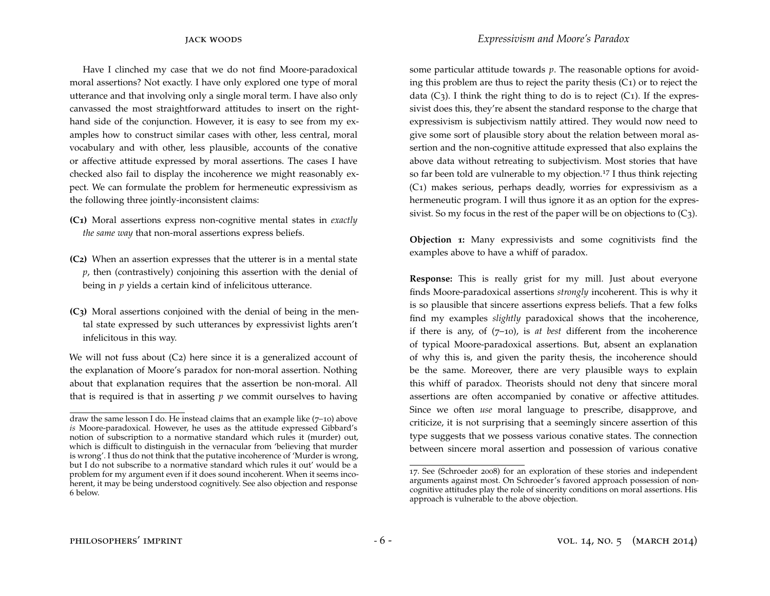Have I clinched my case that we do not find Moore-paradoxical moral assertions? Not exactly. I have only explored one type of moral utterance and that involving only a single moral term. I have also only canvassed the most straightforward attitudes to insert on the right-hand side of the conjunction. However, it is easy to see from my examples how to construct similar cases with other, less central, moral vocabulary and with other, less plausible, accounts of the conative or affective attitude expressed by moral assertions. The cases I have checked also fail to display the incoherence we might reasonably expect. We can formulate the problem for hermeneutic expressivism as the following three jointly-inconsistent claims:

**(C1)** Moral assertions express non-cognitive mental states in *exactly the same way* that non-moral assertions express beliefs.

**(C2)** When an assertion expresses that the utterer is in a mental state *p*, then (contrastively) conjoining this assertion with the denial of being in *p* yields a certain kind of infelicitous utterance.

**(C3)** Moral assertions conjoined with the denial of being in the mental state expressed by such utterances by expressivist lights aren't infelicitous in this way.

We will not fuss about (C2) here since it is a generalized account of the explanation of Moore's paradox for non-moral assertion. Nothing about that explanation requires that the assertion be non-moral. All that is required is that in asserting *p* we commit ourselves to having some particular attitude towards *p*. The reasonable options for avoiding this problem are thus to reject the parity thesis (C1) or to reject the data (C3). I think the right thing to do is to reject (C1). If the expressivist does this, they're absent the standard response to the charge that expressivism is subjectivism nattily attired. They would now need to give some sort of plausible story about the relation between moral assertion and the non-cognitive attitude expressed that also explains the above data without retreating to subjectivism. Most stories that have so far been told are vulnerable to my objection.[17] I thus think rejecting (C1) makes serious, perhaps deadly, worries for expressivism as a hermeneutic program. I will thus ignore it as an option for the expressivist. So my focus in the rest of the paper will be on objections to (C3).

**Objection 1:** Many expressivists and some cognitivists find the examples above to have a whiff of paradox.

**Response:** This is really grist for my mill. Just about everyone finds Moore-paradoxical assertions *strongly* incoherent. This is why it is so plausible that sincere assertions express beliefs. That a few folks find my examples *slightly* paradoxical shows that the incoherence, if there is any, of (7–10), is *at best* different from the incoherence of typical Moore-paradoxical assertions. But, absent an explanation of why this is, and given the parity thesis, the incoherence should be the same. Moreover, there are very plausible ways to explain this whiff of paradox. Theorists should not deny that sincere moral assertions are often accompanied by conative or affective attitudes. Since we often *use* moral language to prescribe, disapprove, and criticize, it is not surprising that a seemingly sincere assertion of this type suggests that we possess various conative states. The connection between sincere moral assertion and possession of various conative

---

draw the same lesson I do. He instead claims that an example like (7–10) above *is* Moore-paradoxical. However, he uses as the attitude expressed Gibbard's notion of subscription to a normative standard which rules it (murder) out, which is difficult to distinguish in the vernacular from 'believing that murder is wrong'. I thus do not think that the putative incoherence of 'Murder is wrong, but I do not subscribe to a normative standard which rules it out' would be a problem for my argument even if it does sound incoherent. When it seems incoherent, it may be being understood cognitively. See also objection and response 6 below.

17. See (Schroeder 2008) for an exploration of these stories and independent arguments against most. On Schroeder's favored approach possession of non-cognitive attitudes play the role of sincerity conditions on moral assertions. His approach is vulnerable to the above objection.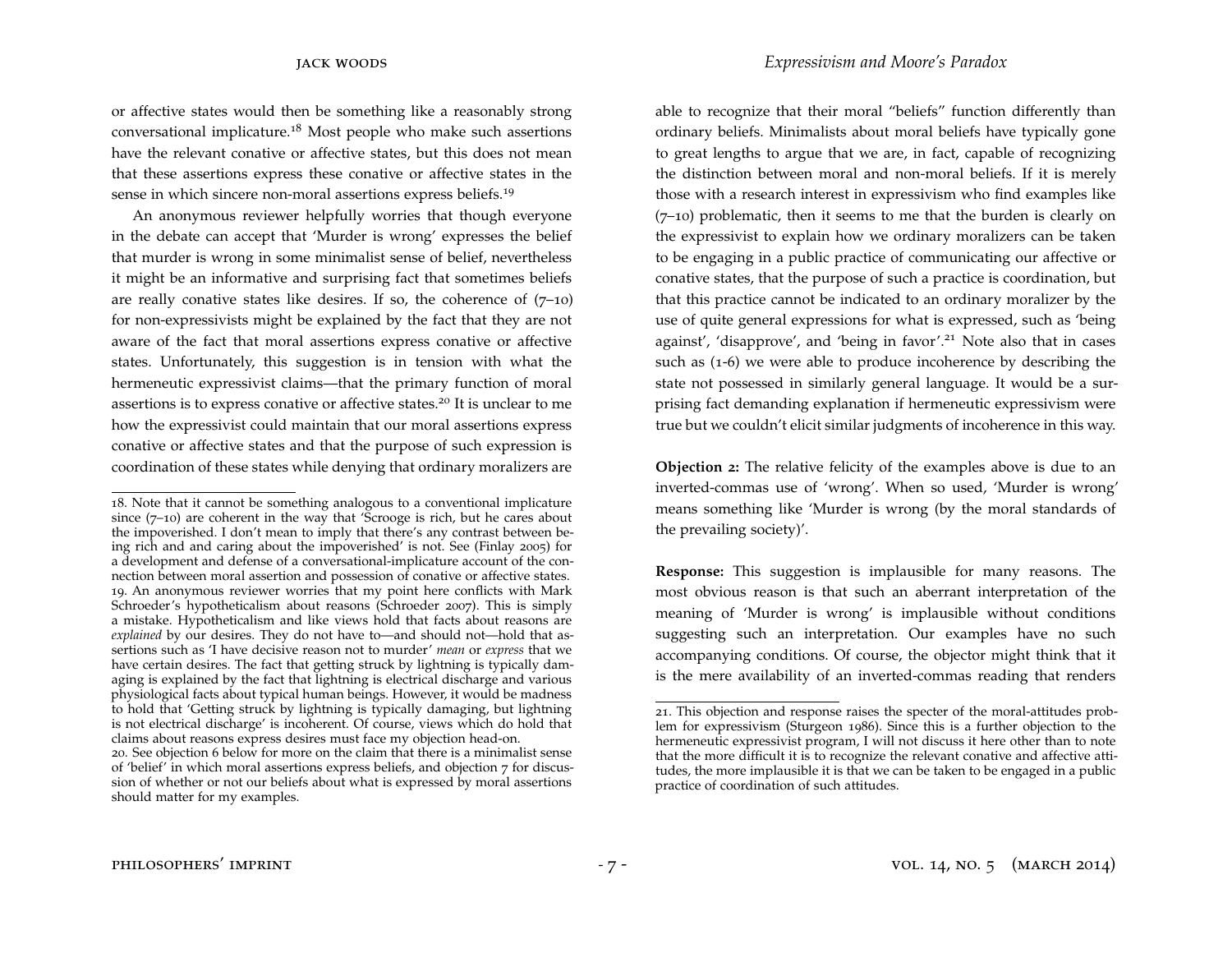or affective states would then be something like a reasonably strong conversational implicature.[18] Most people who make such assertions have the relevant conative or affective states, but this does not mean that these assertions express these conative or affective states in the sense in which sincere non-moral assertions express beliefs.[19]

An anonymous reviewer helpfully worries that though everyone in the debate can accept that 'Murder is wrong' expresses the belief that murder is wrong in some minimalist sense of belief, nevertheless it might be an informative and surprising fact that sometimes beliefs are really conative states like desires. If so, the coherence of (7–10) for non-expressivists might be explained by the fact that they are not aware of the fact that moral assertions express conative or affective states. Unfortunately, this suggestion is in tension with what the hermeneutic expressivist claims—that the primary function of moral assertions is to express conative or affective states.[20] It is unclear to me how the expressivist could maintain that our moral assertions express conative or affective states and that the purpose of such expression is coordination of these states while denying that ordinary moralizers are able to recognize that their moral "beliefs" function differently than ordinary beliefs. Minimalists about moral beliefs have typically gone to great lengths to argue that we are, in fact, capable of recognizing the distinction between moral and non-moral beliefs. If it is merely those with a research interest in expressivism who find examples like (7–10) problematic, then it seems to me that the burden is clearly on the expressivist to explain how we ordinary moralizers can be taken to be engaging in a public practice of communicating our affective or conative states, that the purpose of such a practice is coordination, but that this practice cannot be indicated to an ordinary moralizer by the use of quite general expressions for what is expressed, such as 'being against', 'disapprove', and 'being in favor'.[21] Note also that in cases such as (1-6) we were able to produce incoherence by describing the state not possessed in similarly general language. It would be a surprising fact demanding explanation if hermeneutic expressivism were true but we couldn't elicit similar judgments of incoherence in this way.

**Objection 2:** The relative felicity of the examples above is due to an inverted-commas use of 'wrong'. When so used, 'Murder is wrong' means something like 'Murder is wrong (by the moral standards of the prevailing society)'.

**Response:** This suggestion is implausible for many reasons. The most obvious reason is that such an aberrant interpretation of the meaning of 'Murder is wrong' is implausible without conditions suggesting such an interpretation. Our examples have no such accompanying conditions. Of course, the objector might think that it is the mere availability of an inverted-commas reading that renders

---

18. Note that it cannot be something analogous to a conventional implicature since (7–10) are coherent in the way that 'Scrooge is rich, but he cares about the impoverished. I don't mean to imply that there's any contrast between being rich and and caring about the impoverished' is not. See (Finlay 2005) for a development and defense of a conversational-implicature account of the connection between moral assertion and possession of conative or affective states.

19. An anonymous reviewer worries that my point here conflicts with Mark Schroeder's hypotheticalism about reasons (Schroeder 2007). This is simply a mistake. Hypotheticalism and like views hold that facts about reasons are *explained* by our desires. They do not have to—and should not—hold that assertions such as 'I have decisive reason not to murder' *mean* or *express* that we have certain desires. The fact that getting struck by lightning is typically damaging is explained by the fact that lightning is electrical discharge and various physiological facts about typical human beings. However, it would be madness to hold that 'Getting struck by lightning is typically damaging, but lightning is not electrical discharge' is incoherent. Of course, views which do hold that claims about reasons express desires must face my objection head-on.

20. See objection 6 below for more on the claim that there is a minimalist sense of 'belief' in which moral assertions express beliefs, and objection 7 for discussion of whether or not our beliefs about what is expressed by moral assertions should matter for my examples.

21. This objection and response raises the specter of the moral-attitudes problem for expressivism (Sturgeon 1986). Since this is a further objection to the hermeneutic expressivist program, I will not discuss it here other than to note that the more difficult it is to recognize the relevant conative and affective attitudes, the more implausible it is that we can be taken to be engaged in a public practice of coordination of such attitudes.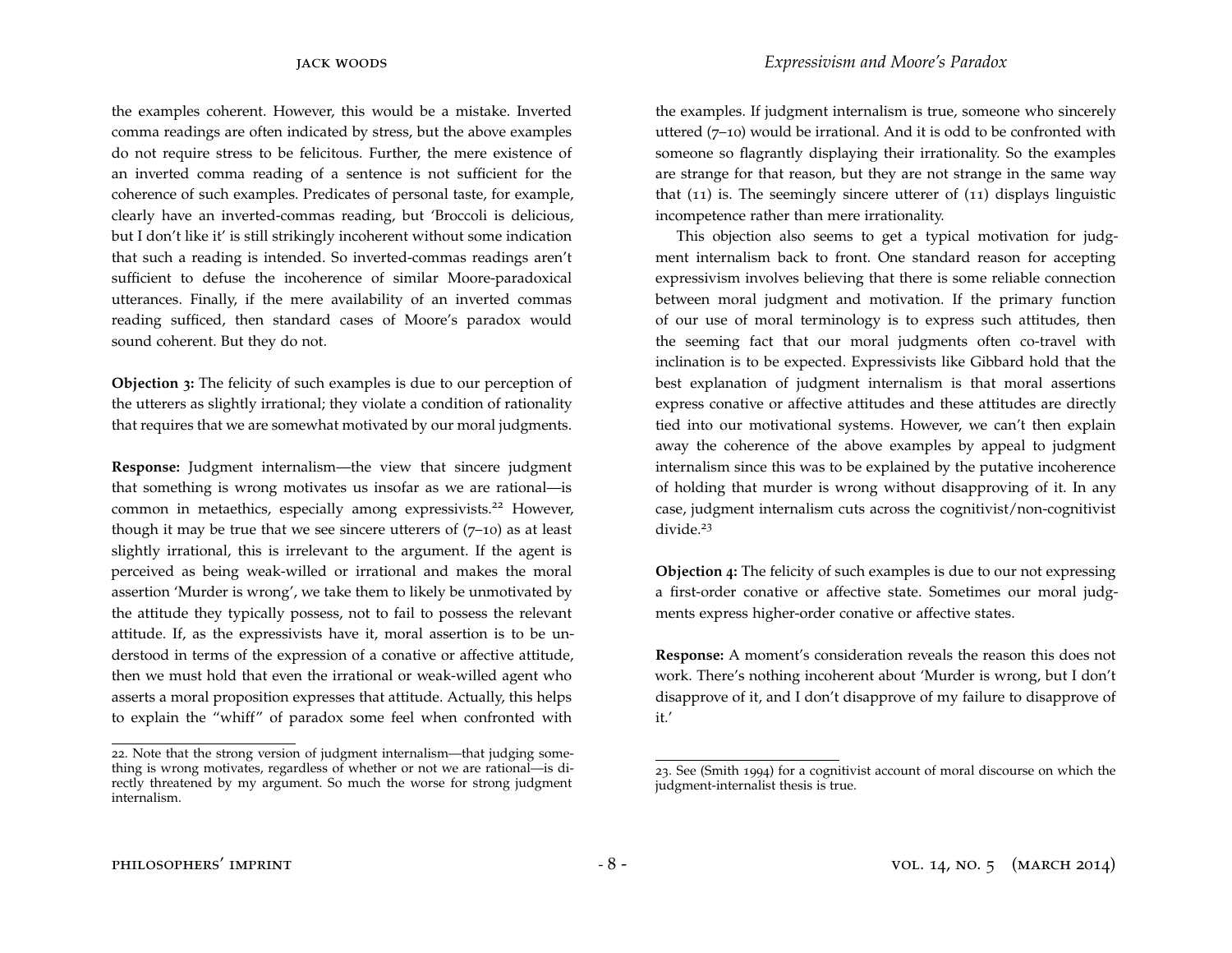the examples coherent. However, this would be a mistake. Inverted comma readings are often indicated by stress, but the above examples do not require stress to be felicitous. Further, the mere existence of an inverted comma reading of a sentence is not sufficient for the coherence of such examples. Predicates of personal taste, for example, clearly have an inverted-commas reading, but 'Broccoli is delicious, but I don't like it' is still strikingly incoherent without some indication that such a reading is intended. So inverted-commas readings aren't sufficient to defuse the incoherence of similar Moore-paradoxical utterances. Finally, if the mere availability of an inverted commas reading sufficed, then standard cases of Moore's paradox would sound coherent. But they do not.

**Objection 3:** The felicity of such examples is due to our perception of the utterers as slightly irrational; they violate a condition of rationality that requires that we are somewhat motivated by our moral judgments.

**Response:** Judgment internalism—the view that sincere judgment that something is wrong motivates us insofar as we are rational—is common in metaethics, especially among expressivists.[22] However, though it may be true that we see sincere utterers of (7–10) as at least slightly irrational, this is irrelevant to the argument. If the agent is perceived as being weak-willed or irrational and makes the moral assertion 'Murder is wrong', we take them to likely be unmotivated by the attitude they typically possess, not to fail to possess the relevant attitude. If, as the expressivists have it, moral assertion is to be understood in terms of the expression of a conative or affective attitude, then we must hold that even the irrational or weak-willed agent who asserts a moral proposition expresses that attitude. Actually, this helps to explain the "whiff" of paradox some feel when confronted with the examples. If judgment internalism is true, someone who sincerely uttered (7–10) would be irrational. And it is odd to be confronted with someone so flagrantly displaying their irrationality. So the examples are strange for that reason, but they are not strange in the same way that (11) is. The seemingly sincere utterer of (11) displays linguistic incompetence rather than mere irrationality.

This objection also seems to get a typical motivation for judgment internalism back to front. One standard reason for accepting expressivism involves believing that there is some reliable connection between moral judgment and motivation. If the primary function of our use of moral terminology is to express such attitudes, then the seeming fact that our moral judgments often co-travel with inclination is to be expected. Expressivists like Gibbard hold that the best explanation of judgment internalism is that moral assertions express conative or affective attitudes and these attitudes are directly tied into our motivational systems. However, we can't then explain away the coherence of the above examples by appeal to judgment internalism since this was to be explained by the putative incoherence of holding that murder is wrong without disapproving of it. In any case, judgment internalism cuts across the cognitivist/non-cognitivist divide.[23]

**Objection 4:** The felicity of such examples is due to our not expressing a first-order conative or affective state. Sometimes our moral judgments express higher-order conative or affective states.

**Response:** A moment's consideration reveals the reason this does not work. There's nothing incoherent about 'Murder is wrong, but I don't disapprove of it, and I don't disapprove of my failure to disapprove of it.'

---

22. Note that the strong version of judgment internalism—that judging something is wrong motivates, regardless of whether or not we are rational—is directly threatened by my argument. So much the worse for strong judgment internalism.

23. See (Smith 1994) for a cognitivist account of moral discourse on which the judgment-internalist thesis is true.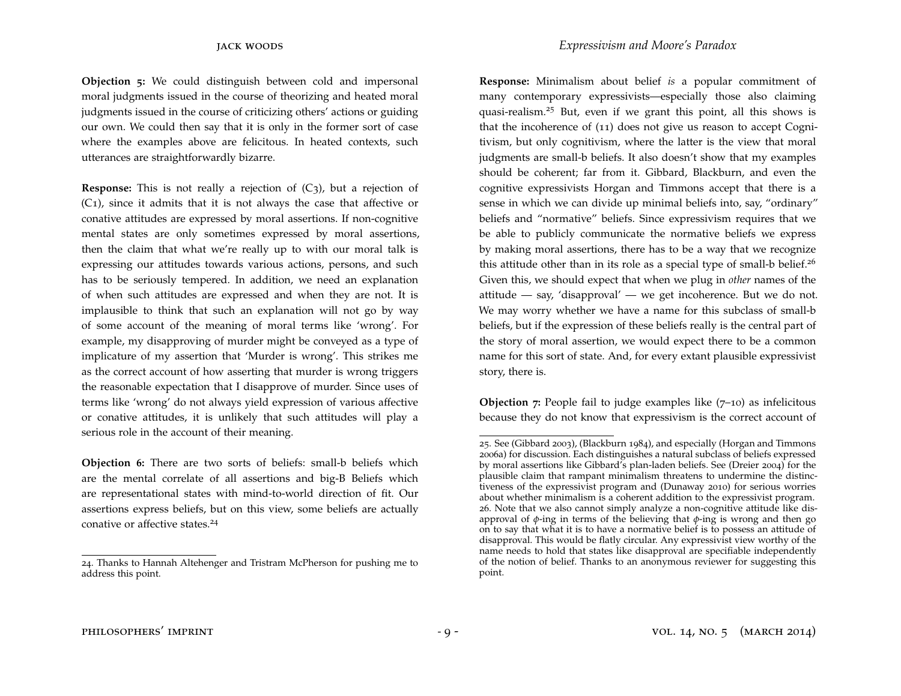**Objection 5:** We could distinguish between cold and impersonal moral judgments issued in the course of theorizing and heated moral judgments issued in the course of criticizing others' actions or guiding our own. We could then say that it is only in the former sort of case where the examples above are felicitous. In heated contexts, such utterances are straightforwardly bizarre.

**Response:** This is not really a rejection of (C3), but a rejection of (C1), since it admits that it is not always the case that affective or conative attitudes are expressed by moral assertions. If non-cognitive mental states are only sometimes expressed by moral assertions, then the claim that what we're really up to with our moral talk is expressing our attitudes towards various actions, persons, and such has to be seriously tempered. In addition, we need an explanation of when such attitudes are expressed and when they are not. It is implausible to think that such an explanation will not go by way of some account of the meaning of moral terms like 'wrong'. For example, my disapproving of murder might be conveyed as a type of implicature of my assertion that 'Murder is wrong'. This strikes me as the correct account of how asserting that murder is wrong triggers the reasonable expectation that I disapprove of murder. Since uses of terms like 'wrong' do not always yield expression of various affective or conative attitudes, it is unlikely that such attitudes will play a serious role in the account of their meaning.

**Objection 6:** There are two sorts of beliefs: small-b beliefs which are the mental correlate of all assertions and big-B Beliefs which are representational states with mind-to-world direction of fit. Our assertions express beliefs, but on this view, some beliefs are actually conative or affective states.[24]

**Response:** Minimalism about belief *is* a popular commitment of many contemporary expressivists—especially those also claiming quasi-realism.[25] But, even if we grant this point, all this shows is that the incoherence of (11) does not give us reason to accept Cognitivism, but only cognitivism, where the latter is the view that moral judgments are small-b beliefs. It also doesn't show that my examples should be coherent; far from it. Gibbard, Blackburn, and even the cognitive expressivists Horgan and Timmons accept that there is a sense in which we can divide up minimal beliefs into, say, "ordinary" beliefs and "normative" beliefs. Since expressivism requires that we be able to publicly communicate the normative beliefs we express by making moral assertions, there has to be a way that we recognize this attitude other than in its role as a special type of small-b belief.[26] Given this, we should expect that when we plug in *other* names of the attitude — say, 'disapproval' — we get incoherence. But we do not. We may worry whether we have a name for this subclass of small-b beliefs, but if the expression of these beliefs really is the central part of the story of moral assertion, we would expect there to be a common name for this sort of state. And, for every extant plausible expressivist story, there is.

**Objection 7:** People fail to judge examples like (7–10) as infelicitous because they do not know that expressivism is the correct account of

---

24. Thanks to Hannah Altehenger and Tristram McPherson for pushing me to address this point.

25. See (Gibbard 2003), (Blackburn 1984), and especially (Horgan and Timmons 2006a) for discussion. Each distinguishes a natural subclass of beliefs expressed by moral assertions like Gibbard's plan-laden beliefs. See (Dreier 2004) for the plausible claim that rampant minimalism threatens to undermine the distinctiveness of the expressivist program and (Dunaway 2010) for serious worries about whether minimalism is a coherent addition to the expressivist program.

26. Note that we also cannot simply analyze a non-cognitive attitude like disapproval of $\phi$-ing in terms of the believing that $\phi$-ing is wrong and then go on to say that what it is to have a normative belief is to possess an attitude of disapproval. This would be flatly circular. Any expressivist view worthy of the name needs to hold that states like disapproval are specifiable independently of the notion of belief. Thanks to an anonymous reviewer for suggesting this point.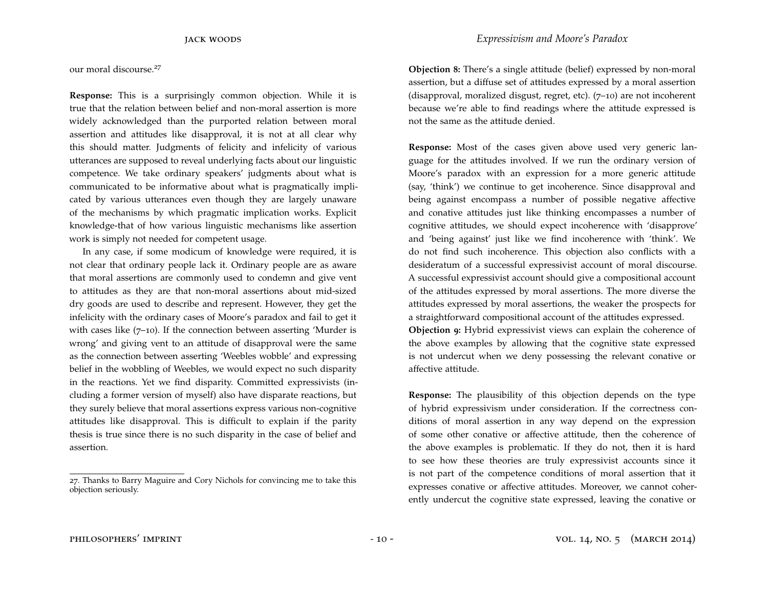our moral discourse.[27]

**Response:** This is a surprisingly common objection. While it is true that the relation between belief and non-moral assertion is more widely acknowledged than the purported relation between moral assertion and attitudes like disapproval, it is not at all clear why this should matter. Judgments of felicity and infelicity of various utterances are supposed to reveal underlying facts about our linguistic competence. We take ordinary speakers' judgments about what is communicated to be informative about what is pragmatically implicated by various utterances even though they are largely unaware of the mechanisms by which pragmatic implication works. Explicit knowledge-that of how various linguistic mechanisms like assertion work is simply not needed for competent usage.

In any case, if some modicum of knowledge were required, it is not clear that ordinary people lack it. Ordinary people are as aware that moral assertions are commonly used to condemn and give vent to attitudes as they are that non-moral assertions about mid-sized dry goods are used to describe and represent. However, they get the infelicity with the ordinary cases of Moore's paradox and fail to get it with cases like (7–10). If the connection between asserting 'Murder is wrong' and giving vent to an attitude of disapproval were the same as the connection between asserting 'Weebles wobble' and expressing belief in the wobbling of Weebles, we would expect no such disparity in the reactions. Yet we find disparity. Committed expressivists (including a former version of myself) also have disparate reactions, but they surely believe that moral assertions express various non-cognitive attitudes like disapproval. This is difficult to explain if the parity thesis is true since there is no such disparity in the case of belief and assertion.

27. Thanks to Barry Maguire and Cory Nichols for convincing me to take this objection seriously.

**Objection 8:** There's a single attitude (belief) expressed by non-moral assertion, but a diffuse set of attitudes expressed by a moral assertion (disapproval, moralized disgust, regret, etc). (7–10) are not incoherent because we're able to find readings where the attitude expressed is not the same as the attitude denied.

**Response:** Most of the cases given above used very generic language for the attitudes involved. If we run the ordinary version of Moore's paradox with an expression for a more generic attitude (say, 'think') we continue to get incoherence. Since disapproval and being against encompass a number of possible negative affective and conative attitudes just like thinking encompasses a number of cognitive attitudes, we should expect incoherence with 'disapprove' and 'being against' just like we find incoherence with 'think'. We do not find such incoherence. This objection also conflicts with a desideratum of a successful expressivist account of moral discourse. A successful expressivist account should give a compositional account of the attitudes expressed by moral assertions. The more diverse the attitudes expressed by moral assertions, the weaker the prospects for a straightforward compositional account of the attitudes expressed.

**Objection 9:** Hybrid expressivist views can explain the coherence of the above examples by allowing that the cognitive state expressed is not undercut when we deny possessing the relevant conative or affective attitude.

**Response:** The plausibility of this objection depends on the type of hybrid expressivism under consideration. If the correctness conditions of moral assertion in any way depend on the expression of some other conative or affective attitude, then the coherence of the above examples is problematic. If they do not, then it is hard to see how these theories are truly expressivist accounts since it is not part of the competence conditions of moral assertion that it expresses conative or affective attitudes. Moreover, we cannot coherently undercut the cognitive state expressed, leaving the conative or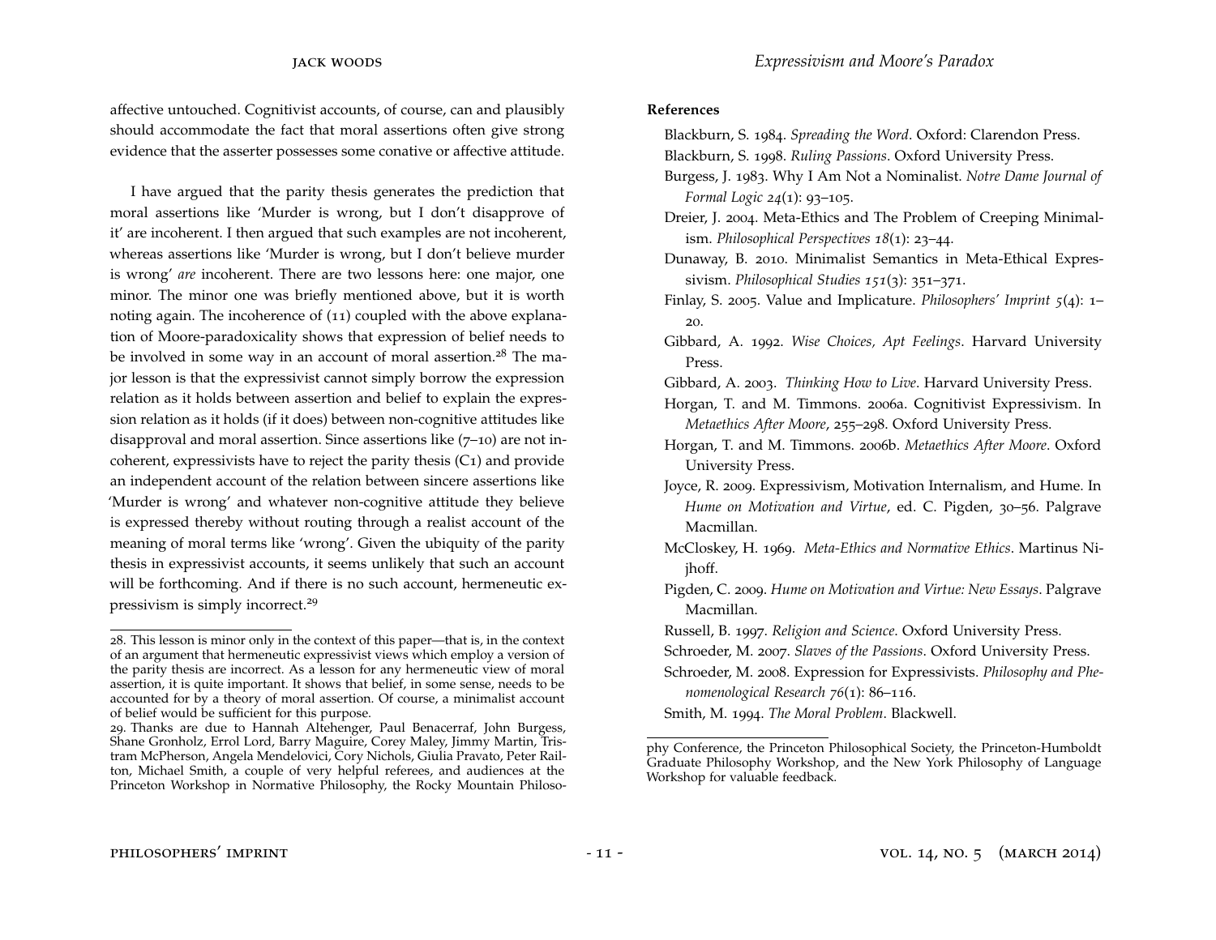affective untouched. Cognitivist accounts, of course, can and plausibly should accommodate the fact that moral assertions often give strong evidence that the asserter possesses some conative or affective attitude.

I have argued that the parity thesis generates the prediction that moral assertions like 'Murder is wrong, but I don't disapprove of it' are incoherent. I then argued that such examples are not incoherent, whereas assertions like 'Murder is wrong, but I don't believe murder is wrong' *are* incoherent. There are two lessons here: one major, one minor. The minor one was briefly mentioned above, but it is worth noting again. The incoherence of (11) coupled with the above explanation of Moore-paradoxicality shows that expression of belief needs to be involved in some way in an account of moral assertion.[28] The major lesson is that the expressivist cannot simply borrow the expression relation as it holds between assertion and belief to explain the expression relation as it holds (if it does) between non-cognitive attitudes like disapproval and moral assertion. Since assertions like (7–10) are not incoherent, expressivists have to reject the parity thesis (C1) and provide an independent account of the relation between sincere assertions like 'Murder is wrong' and whatever non-cognitive attitude they believe is expressed thereby without routing through a realist account of the meaning of moral terms like 'wrong'. Given the ubiquity of the parity thesis in expressivist accounts, it seems unlikely that such an account will be forthcoming. And if there is no such account, hermeneutic expressivism is simply incorrect.[29]

28. This lesson is minor only in the context of this paper—that is, in the context of an argument that hermeneutic expressivist views which employ a version of the parity thesis are incorrect. As a lesson for any hermeneutic view of moral assertion, it is quite important. It shows that belief, in some sense, needs to be accounted for by a theory of moral assertion. Of course, a minimalist account of belief would be sufficient for this purpose.

29. Thanks are due to Hannah Altehenger, Paul Benacerraf, John Burgess, Shane Gronholz, Errol Lord, Barry Maguire, Corey Maley, Jimmy Martin, Tristram McPherson, Angela Mendelovici, Cory Nichols, Giulia Pravato, Peter Railton, Michael Smith, a couple of very helpful referees, and audiences at the Princeton Workshop in Normative Philosophy, the Rocky Mountain Philosophy Conference, the Princeton Philosophical Society, the Princeton-Humboldt Graduate Philosophy Workshop, and the New York Philosophy of Language Workshop for valuable feedback.

**References**

Blackburn, S. 1984. *Spreading the Word*. Oxford: Clarendon Press.

Blackburn, S. 1998. *Ruling Passions*. Oxford University Press.

Burgess, J. 1983. Why I Am Not a Nominalist. *Notre Dame Journal of Formal Logic 24*(1): 93–105.

Dreier, J. 2004. Meta-Ethics and The Problem of Creeping Minimalism. *Philosophical Perspectives 18*(1): 23–44.

Dunaway, B. 2010. Minimalist Semantics in Meta-Ethical Expressivism. *Philosophical Studies 151*(3): 351–371.

Finlay, S. 2005. Value and Implicature. *Philosophers' Imprint 5*(4): 1–20.

Gibbard, A. 1992. *Wise Choices, Apt Feelings*. Harvard University Press.

Gibbard, A. 2003. *Thinking How to Live*. Harvard University Press.

Horgan, T. and M. Timmons. 2006a. Cognitivist Expressivism. In *Metaethics After Moore*, 255–298. Oxford University Press.

Horgan, T. and M. Timmons. 2006b. *Metaethics After Moore*. Oxford University Press.

Joyce, R. 2009. Expressivism, Motivation Internalism, and Hume. In *Hume on Motivation and Virtue*, ed. C. Pigden, 30–56. Palgrave Macmillan.

McCloskey, H. 1969. *Meta-Ethics and Normative Ethics*. Martinus Nijhoff.

Pigden, C. 2009. *Hume on Motivation and Virtue: New Essays*. Palgrave Macmillan.

Russell, B. 1997. *Religion and Science*. Oxford University Press.

Schroeder, M. 2007. *Slaves of the Passions*. Oxford University Press.

Schroeder, M. 2008. Expression for Expressivists. *Philosophy and Phenomenological Research 76*(1): 86–116.

Smith, M. 1994. *The Moral Problem*. Blackwell.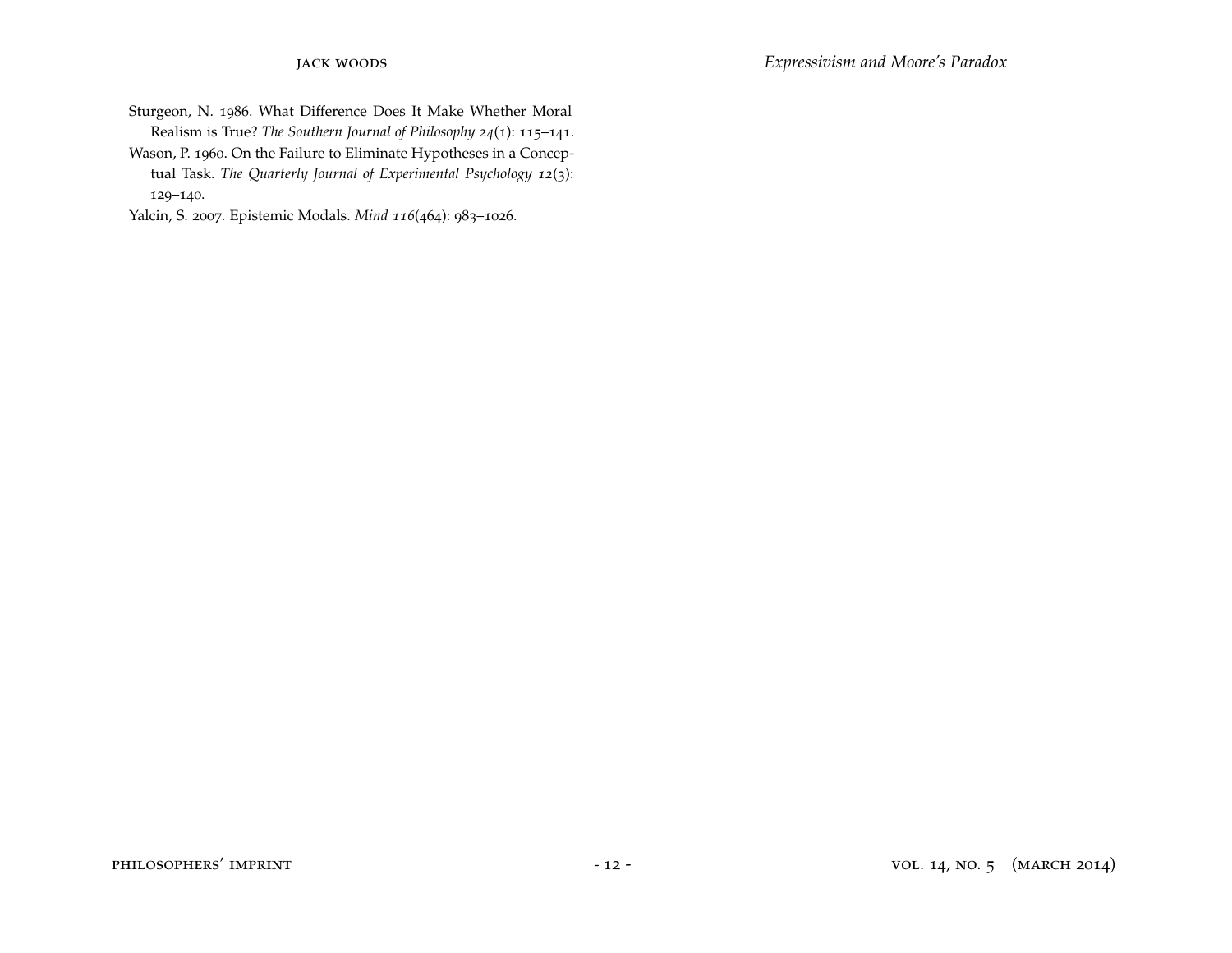Sturgeon, N. 1986. What Difference Does It Make Whether Moral Realism is True? *The Southern Journal of Philosophy 24*(1): 115–141.

Wason, P. 1960. On the Failure to Eliminate Hypotheses in a Conceptual Task. *The Quarterly Journal of Experimental Psychology 12*(3): 129–140.

Yalcin, S. 2007. Epistemic Modals. *Mind 116*(464): 983–1026.